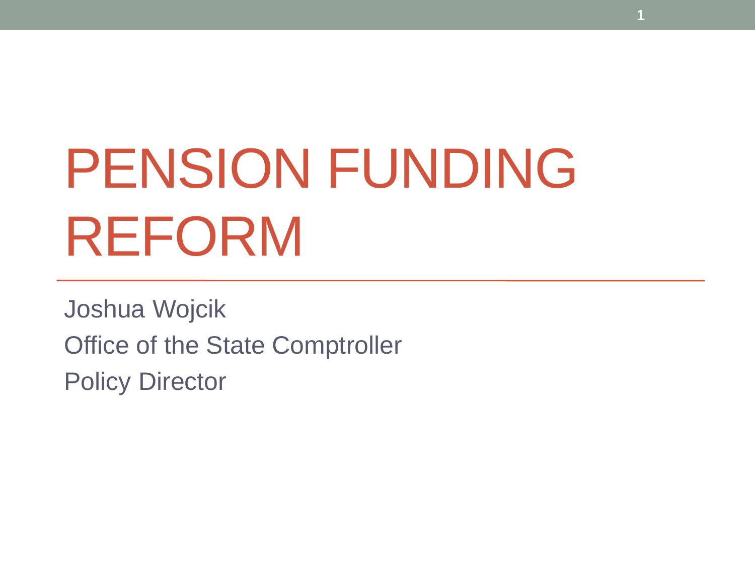# PENSION FUNDING REFORM

Joshua Wojcik

Office of the State Comptroller

Policy Director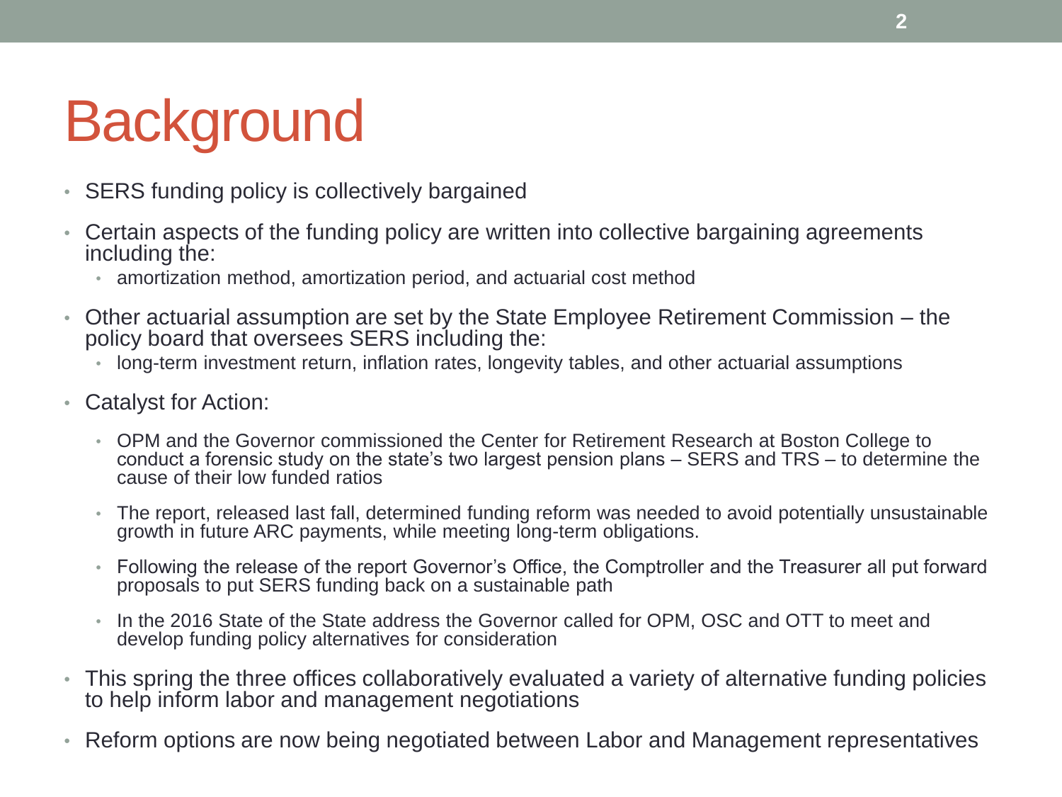# Background

- SERS funding policy is collectively bargained
- Certain aspects of the funding policy are written into collective bargaining agreements including the:
  - amortization method, amortization period, and actuarial cost method
- Other actuarial assumption are set by the State Employee Retirement Commission – the policy board that oversees SERS including the:
  - long-term investment return, inflation rates, longevity tables, and other actuarial assumptions
- Catalyst for Action:
  - OPM and the Governor commissioned the Center for Retirement Research at Boston College to conduct a forensic study on the state's two largest pension plans – SERS and TRS – to determine the cause of their low funded ratios
  - The report, released last fall, determined funding reform was needed to avoid potentially unsustainable growth in future ARC payments, while meeting long-term obligations.
  - Following the release of the report Governor's Office, the Comptroller and the Treasurer all put forward proposals to put SERS funding back on a sustainable path
  - In the 2016 State of the State address the Governor called for OPM, OSC and OTT to meet and develop funding policy alternatives for consideration
- This spring the three offices collaboratively evaluated a variety of alternative funding policies to help inform labor and management negotiations
- Reform options are now being negotiated between Labor and Management representatives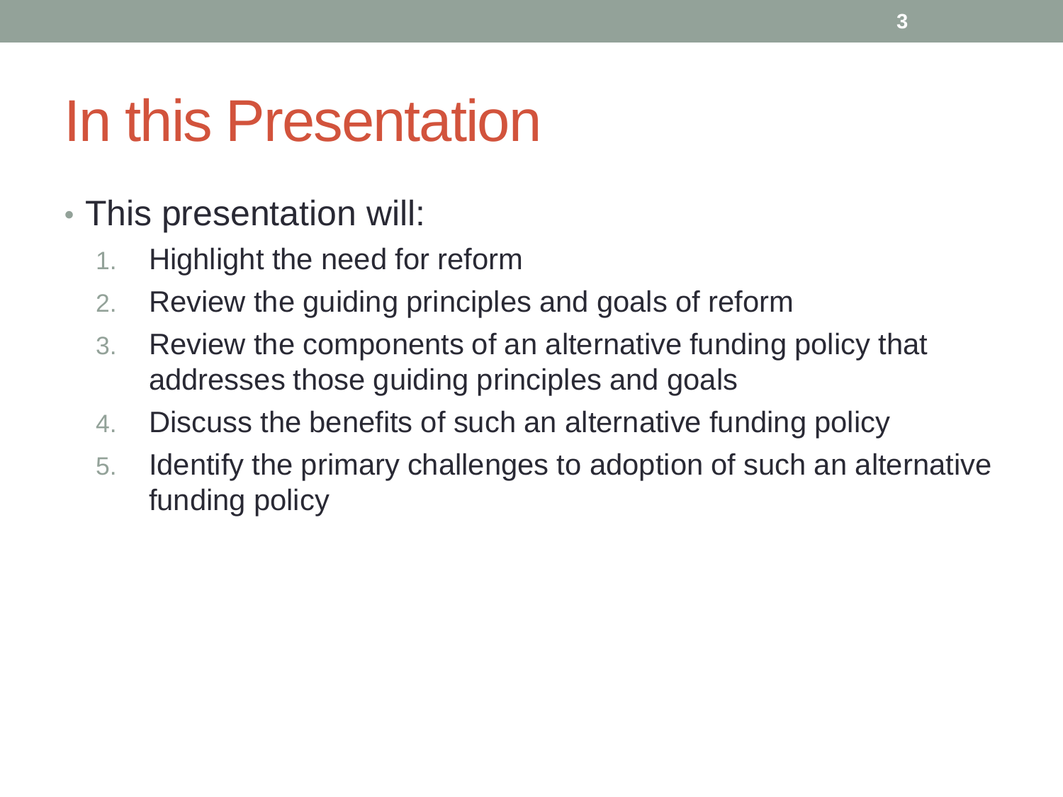# In this Presentation

- This presentation will:
  1. Highlight the need for reform
  2. Review the guiding principles and goals of reform
  3. Review the components of an alternative funding policy that addresses those guiding principles and goals
  4. Discuss the benefits of such an alternative funding policy
  5. Identify the primary challenges to adoption of such an alternative funding policy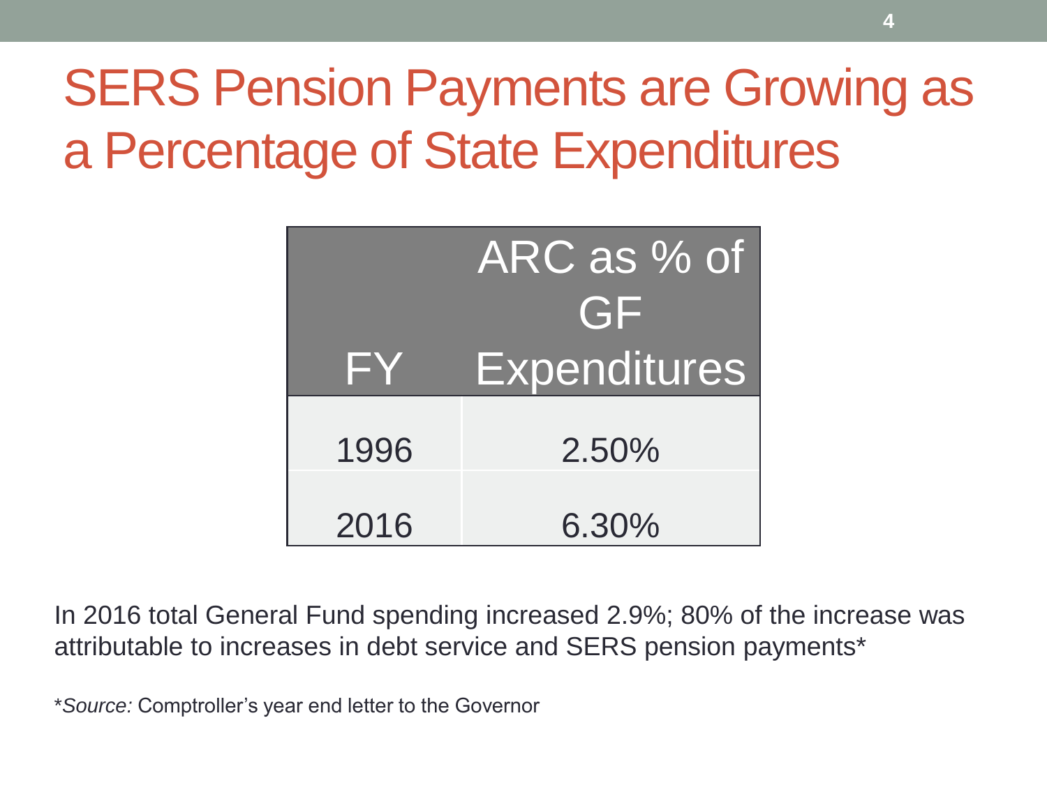# SERS Pension Payments are Growing as a Percentage of State Expenditures

| FY | ARC as % of GF Expenditures |
|---|---|
| 1996 | 2.50% |
| 2016 | 6.30% |

In 2016 total General Fund spending increased 2.9%; 80% of the increase was attributable to increases in debt service and SERS pension payments*

**Source:* Comptroller's year end letter to the Governor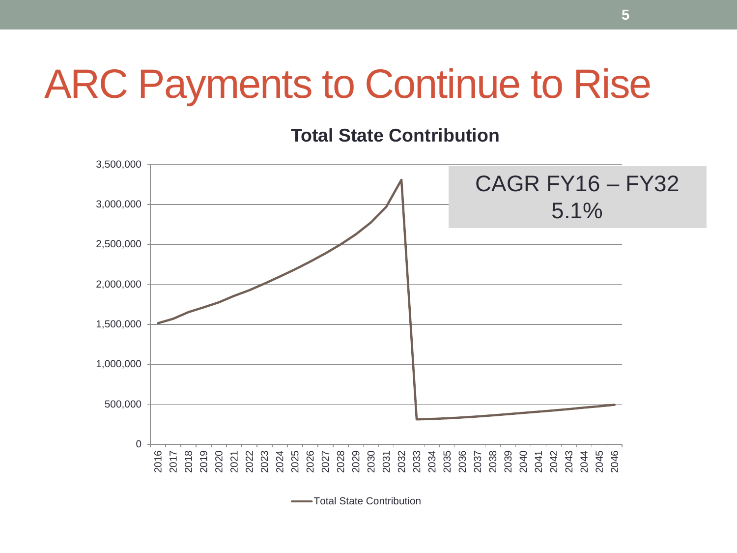# ARC Payments to Continue to Rise

**Total State Contribution**

CAGR FY16 – FY32
5.1%

Total State Contribution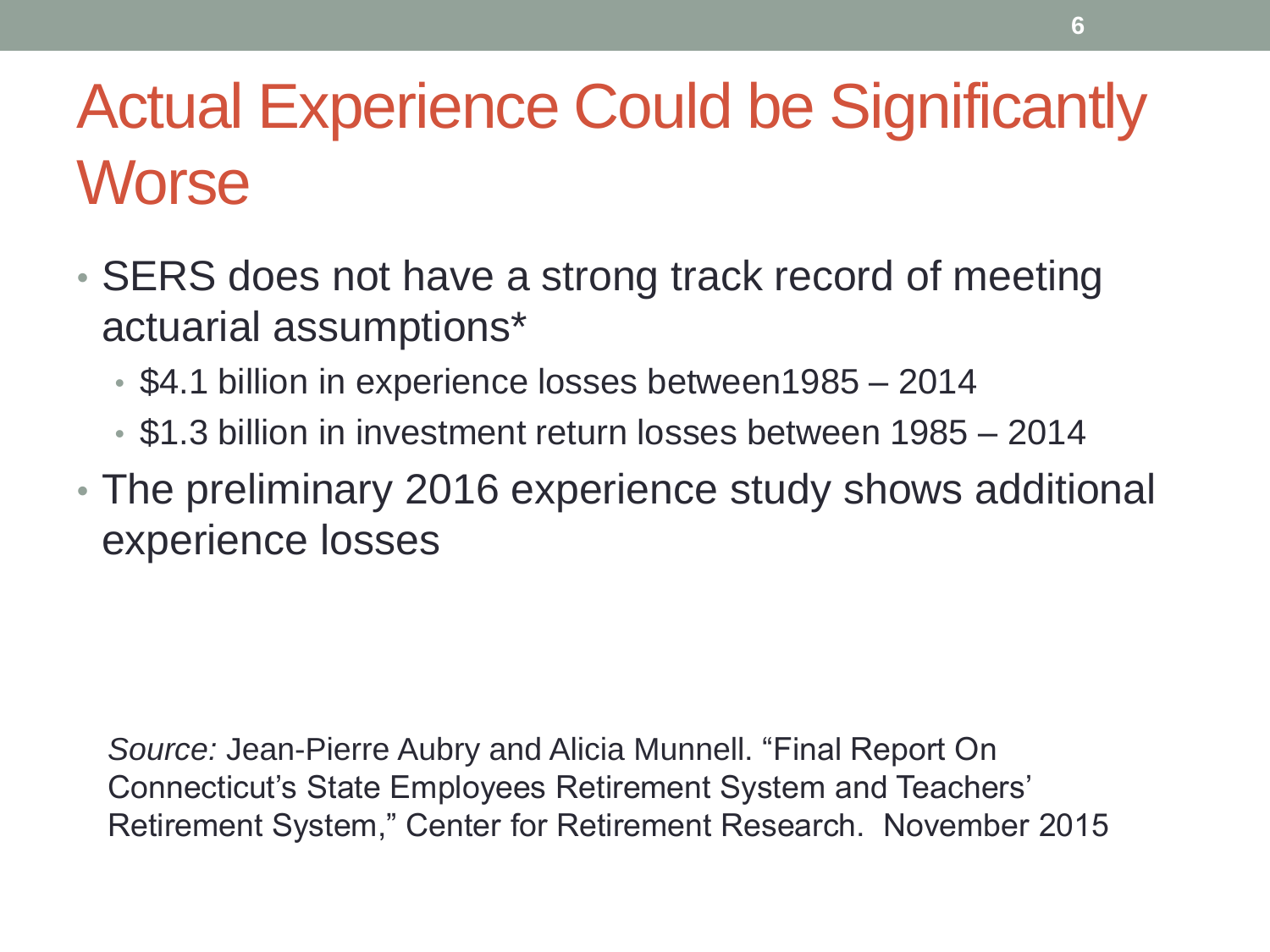# Actual Experience Could be Significantly Worse

- SERS does not have a strong track record of meeting actuarial assumptions*
  - $4.1 billion in experience losses between1985 – 2014
  - $1.3 billion in investment return losses between 1985 – 2014
- The preliminary 2016 experience study shows additional experience losses

*Source:* Jean-Pierre Aubry and Alicia Munnell. “Final Report On Connecticut’s State Employees Retirement System and Teachers’ Retirement System,” Center for Retirement Research. November 2015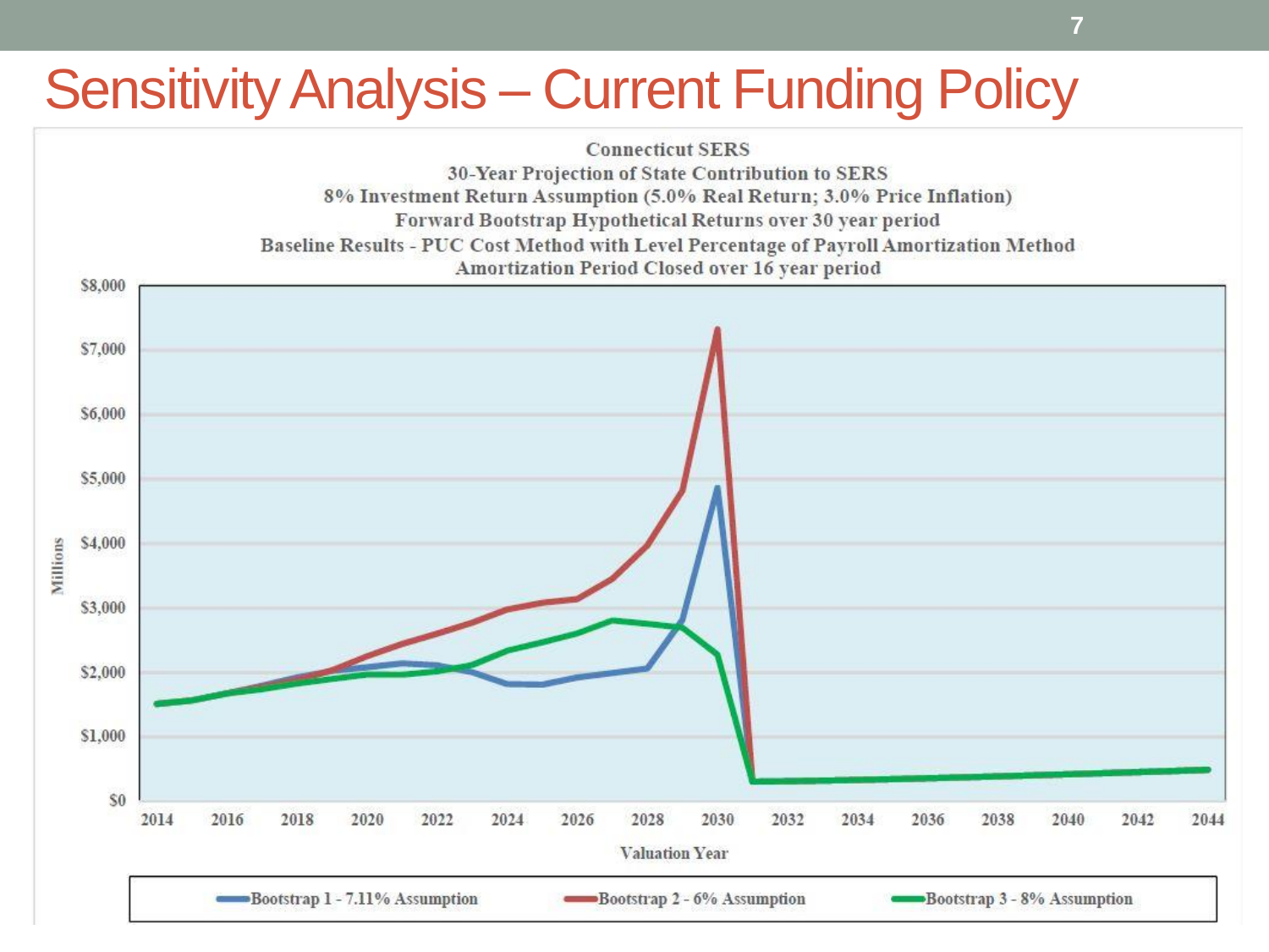# Sensitivity Analysis – Current Funding Policy

Connecticut SERS
30-Year Projection of State Contribution to SERS
8% Investment Return Assumption (5.0% Real Return; 3.0% Price Inflation)
Forward Bootstrap Hypothetical Returns over 30 year period
Baseline Results - PUC Cost Method with Level Percentage of Payroll Amortization Method
Amortization Period Closed over 16 year period

Millions: $0, $1,000, $2,000, $3,000, $4,000, $5,000, $6,000, $7,000, $8,000

Valuation Year: 2014, 2016, 2018, 2020, 2022, 2024, 2026, 2028, 2030, 2032, 2034, 2036, 2038, 2040, 2042, 2044

Bootstrap 1 - 7.11% Assumption | Bootstrap 2 - 6% Assumption | Bootstrap 3 - 8% Assumption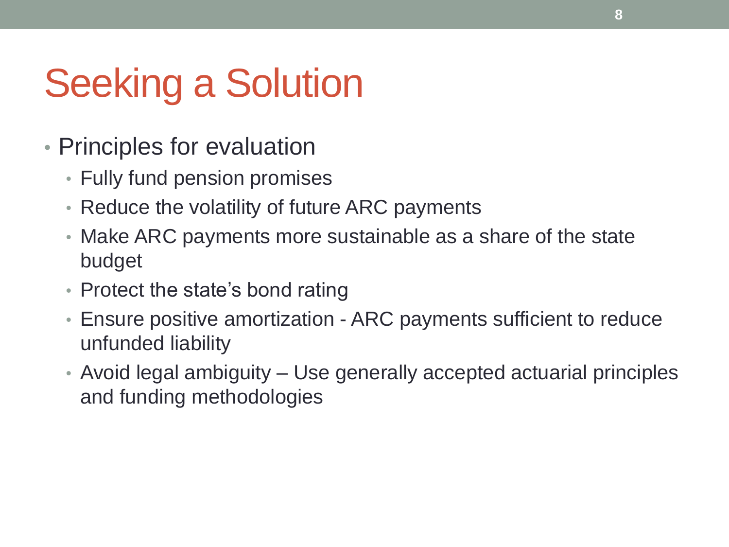# Seeking a Solution

- Principles for evaluation
  - Fully fund pension promises
  - Reduce the volatility of future ARC payments
  - Make ARC payments more sustainable as a share of the state budget
  - Protect the state's bond rating
  - Ensure positive amortization - ARC payments sufficient to reduce unfunded liability
  - Avoid legal ambiguity – Use generally accepted actuarial principles and funding methodologies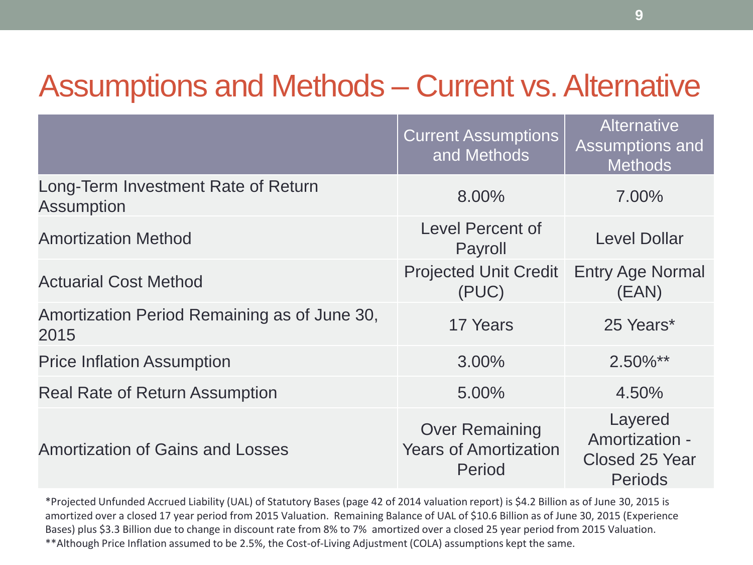# Assumptions and Methods – Current vs. Alternative

| | Current Assumptions and Methods | Alternative Assumptions and Methods |
|---|---|---|
| Long-Term Investment Rate of Return Assumption | 8.00% | 7.00% |
| Amortization Method | Level Percent of Payroll | Level Dollar |
| Actuarial Cost Method | Projected Unit Credit (PUC) | Entry Age Normal (EAN) |
| Amortization Period Remaining as of June 30, 2015 | 17 Years | 25 Years* |
| Price Inflation Assumption | 3.00% | 2.50%** |
| Real Rate of Return Assumption | 5.00% | 4.50% |
| Amortization of Gains and Losses | Over Remaining Years of Amortization Period | Layered Amortization - Closed 25 Year Periods |

*Projected Unfunded Accrued Liability (UAL) of Statutory Bases (page 42 of 2014 valuation report) is $4.2 Billion as of June 30, 2015 is amortized over a closed 17 year period from 2015 Valuation. Remaining Balance of UAL of $10.6 Billion as of June 30, 2015 (Experience Bases) plus $3.3 Billion due to change in discount rate from 8% to 7% amortized over a closed 25 year period from 2015 Valuation.

**Although Price Inflation assumed to be 2.5%, the Cost-of-Living Adjustment (COLA) assumptions kept the same.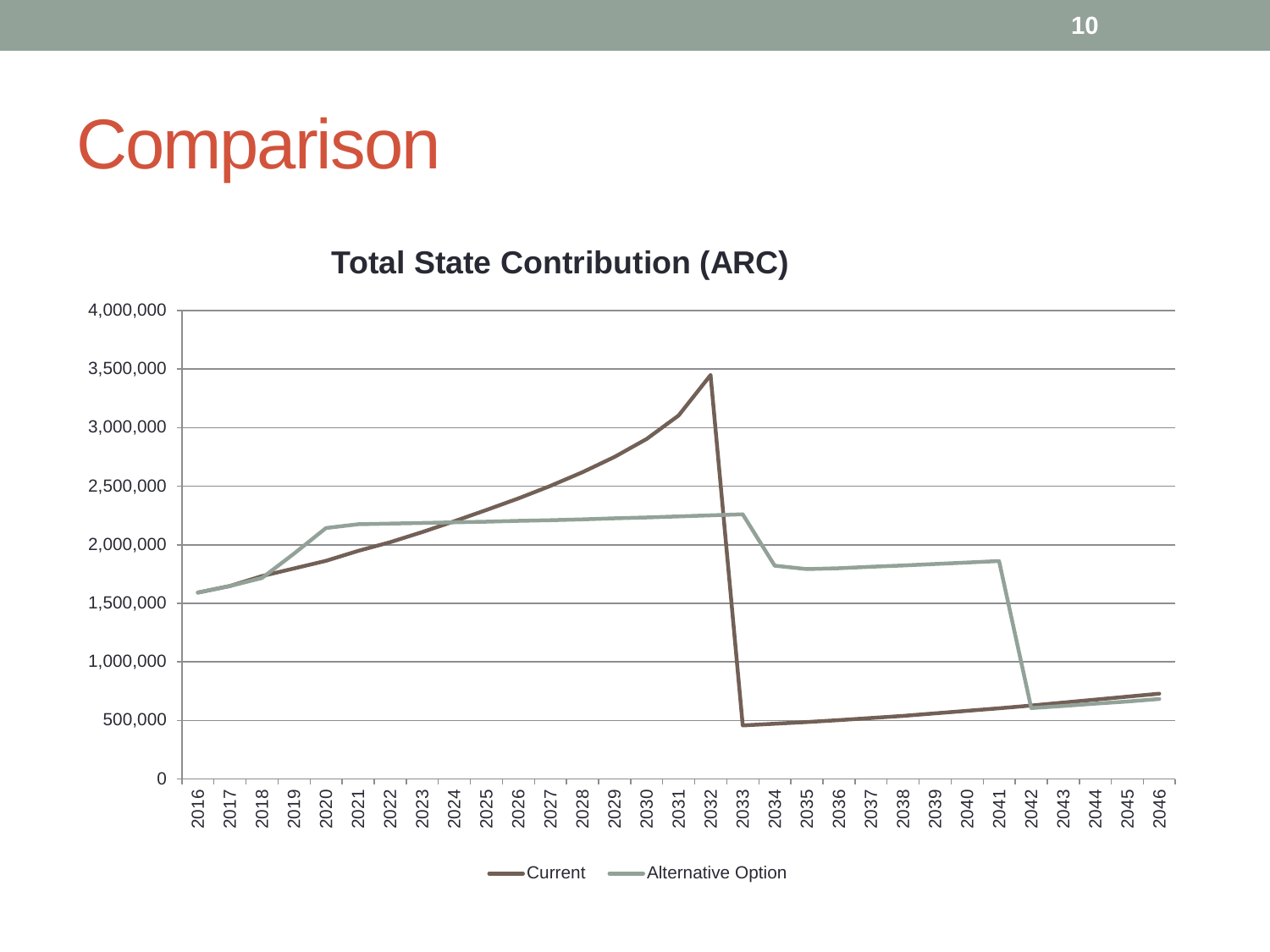# Comparison

**Total State Contribution (ARC)**

Y-axis: 0, 500,000, 1,000,000, 1,500,000, 2,000,000, 2,500,000, 3,000,000, 3,500,000, 4,000,000

X-axis: 2016, 2017, 2018, 2019, 2020, 2021, 2022, 2023, 2024, 2025, 2026, 2027, 2028, 2029, 2030, 2031, 2032, 2033, 2034, 2035, 2036, 2037, 2038, 2039, 2040, 2041, 2042, 2043, 2044, 2045, 2046

Legend: Current, Alternative Option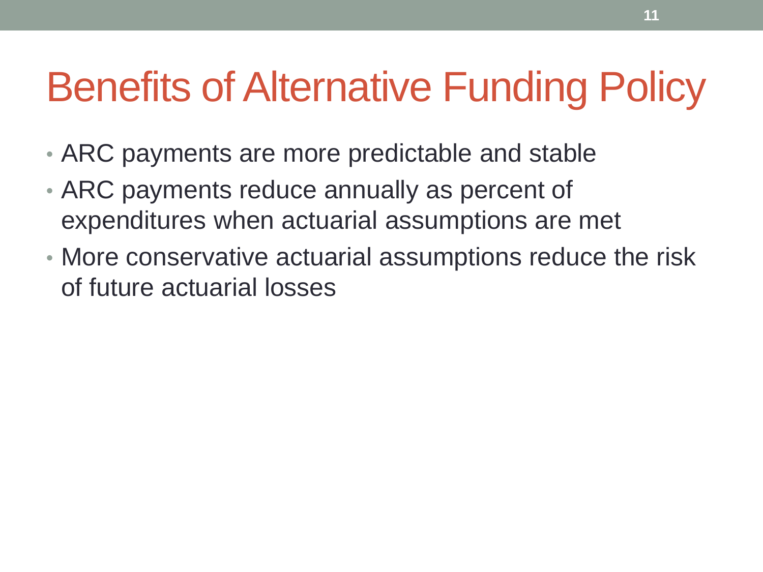# Benefits of Alternative Funding Policy

- ARC payments are more predictable and stable
- ARC payments reduce annually as percent of expenditures when actuarial assumptions are met
- More conservative actuarial assumptions reduce the risk of future actuarial losses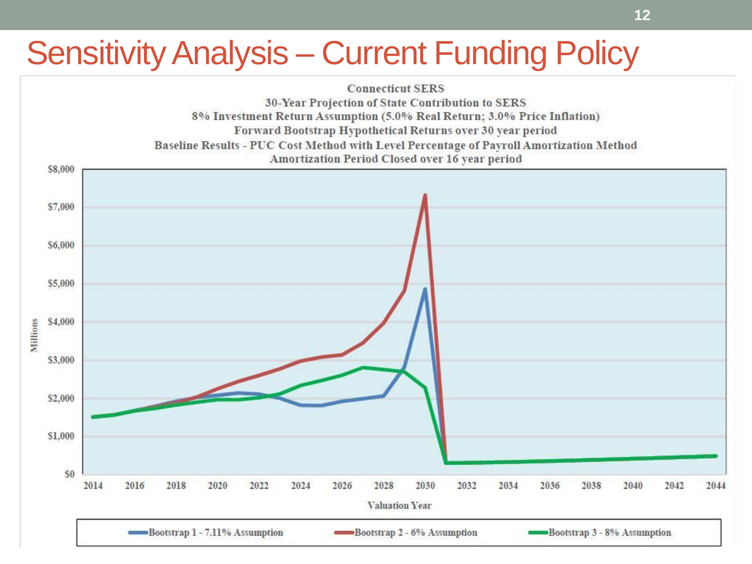# Sensitivity Analysis – Current Funding Policy

Connecticut SERS
30-Year Projection of State Contribution to SERS
8% Investment Return Assumption (5.0% Real Return; 3.0% Price Inflation)
Forward Bootstrap Hypothetical Returns over 30 year period
Baseline Results - PUC Cost Method with Level Percentage of Payroll Amortization Method
Amortization Period Closed over 16 year period

Millions

$8,000
$7,000
$6,000
$5,000
$4,000
$3,000
$2,000
$1,000
$0

2014 2016 2018 2020 2022 2024 2026 2028 2030 2032 2034 2036 2038 2040 2042 2044

Valuation Year

Bootstrap 1 - 7.11% Assumption
Bootstrap 2 - 6% Assumption
Bootstrap 3 - 8% Assumption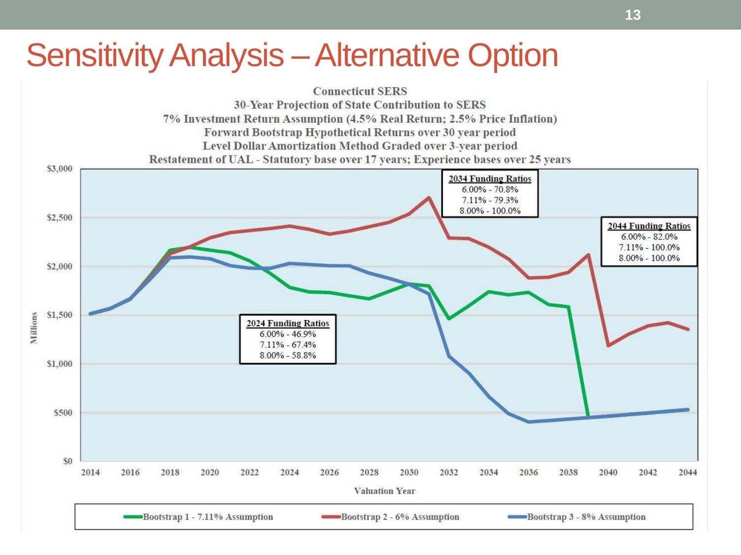# Sensitivity Analysis – Alternative Option

Connecticut SERS
30-Year Projection of State Contribution to SERS
7% Investment Return Assumption (4.5% Real Return; 2.5% Price Inflation)
Forward Bootstrap Hypothetical Returns over 30 year period
Level Dollar Amortization Method Graded over 3-year period
Restatement of UAL - Statutory base over 17 years; Experience bases over 25 years

**2024 Funding Ratios**
6.00% - 46.9%
7.11% - 67.4%
8.00% - 58.8%

**2034 Funding Ratios**
6.00% - 70.8%
7.11% - 79.3%
8.00% - 100.0%

**2044 Funding Ratios**
6.00% - 82.0%
7.11% - 100.0%
8.00% - 100.0%

Millions: $0, $500, $1,000, $1,500, $2,000, $2,500, $3,000

Valuation Year: 2014, 2016, 2018, 2020, 2022, 2024, 2026, 2028, 2030, 2032, 2034, 2036, 2038, 2040, 2042, 2044

Bootstrap 1 - 7.11% Assumption | Bootstrap 2 - 6% Assumption | Bootstrap 3 - 8% Assumption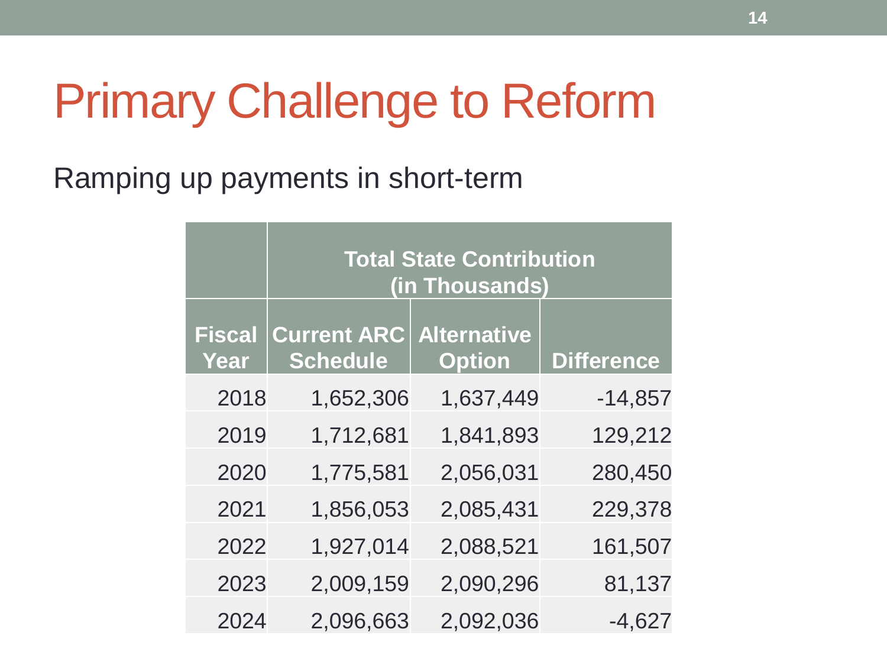# Primary Challenge to Reform

Ramping up payments in short-term

| | Total State Contribution (in Thousands) | | |
|---|---|---|---|
| **Fiscal Year** | **Current ARC Schedule** | **Alternative Option** | **Difference** |
| 2018 | 1,652,306 | 1,637,449 | -14,857 |
| 2019 | 1,712,681 | 1,841,893 | 129,212 |
| 2020 | 1,775,581 | 2,056,031 | 280,450 |
| 2021 | 1,856,053 | 2,085,431 | 229,378 |
| 2022 | 1,927,014 | 2,088,521 | 161,507 |
| 2023 | 2,009,159 | 2,090,296 | 81,137 |
| 2024 | 2,096,663 | 2,092,036 | -4,627 |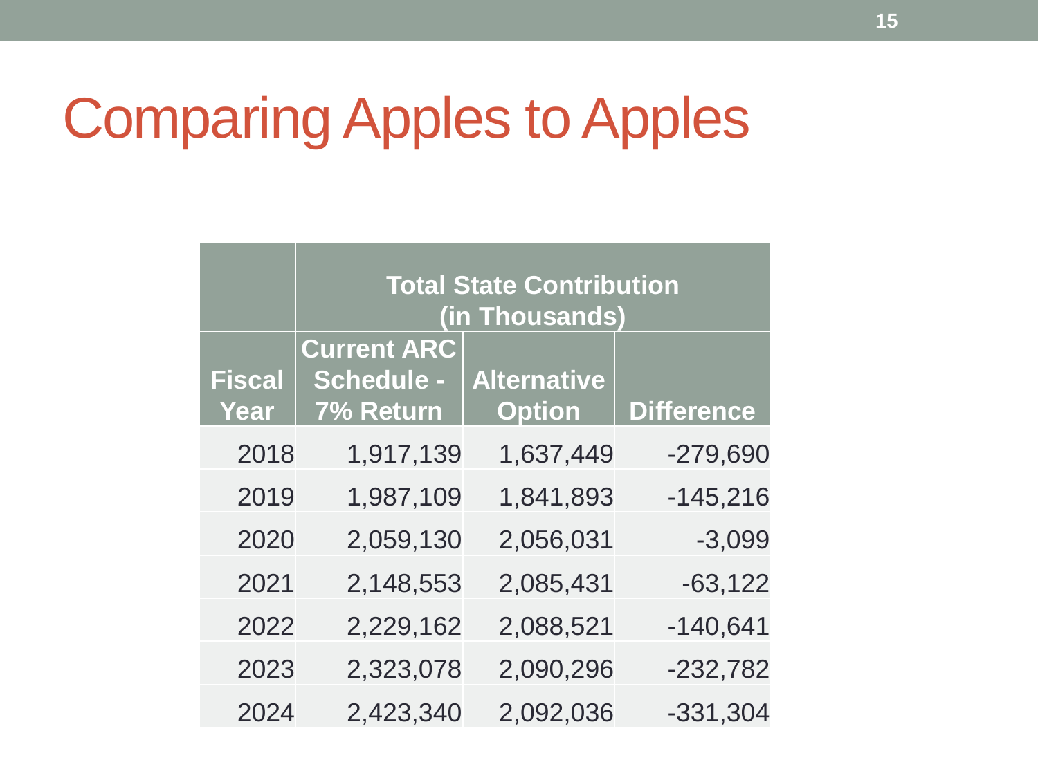# Comparing Apples to Apples

| | Total State Contribution (in Thousands) | | |
|---|---|---|---|
| Fiscal Year | Current ARC Schedule - 7% Return | Alternative Option | Difference |
| 2018 | 1,917,139 | 1,637,449 | -279,690 |
| 2019 | 1,987,109 | 1,841,893 | -145,216 |
| 2020 | 2,059,130 | 2,056,031 | -3,099 |
| 2021 | 2,148,553 | 2,085,431 | -63,122 |
| 2022 | 2,229,162 | 2,088,521 | -140,641 |
| 2023 | 2,323,078 | 2,090,296 | -232,782 |
| 2024 | 2,423,340 | 2,092,036 | -331,304 |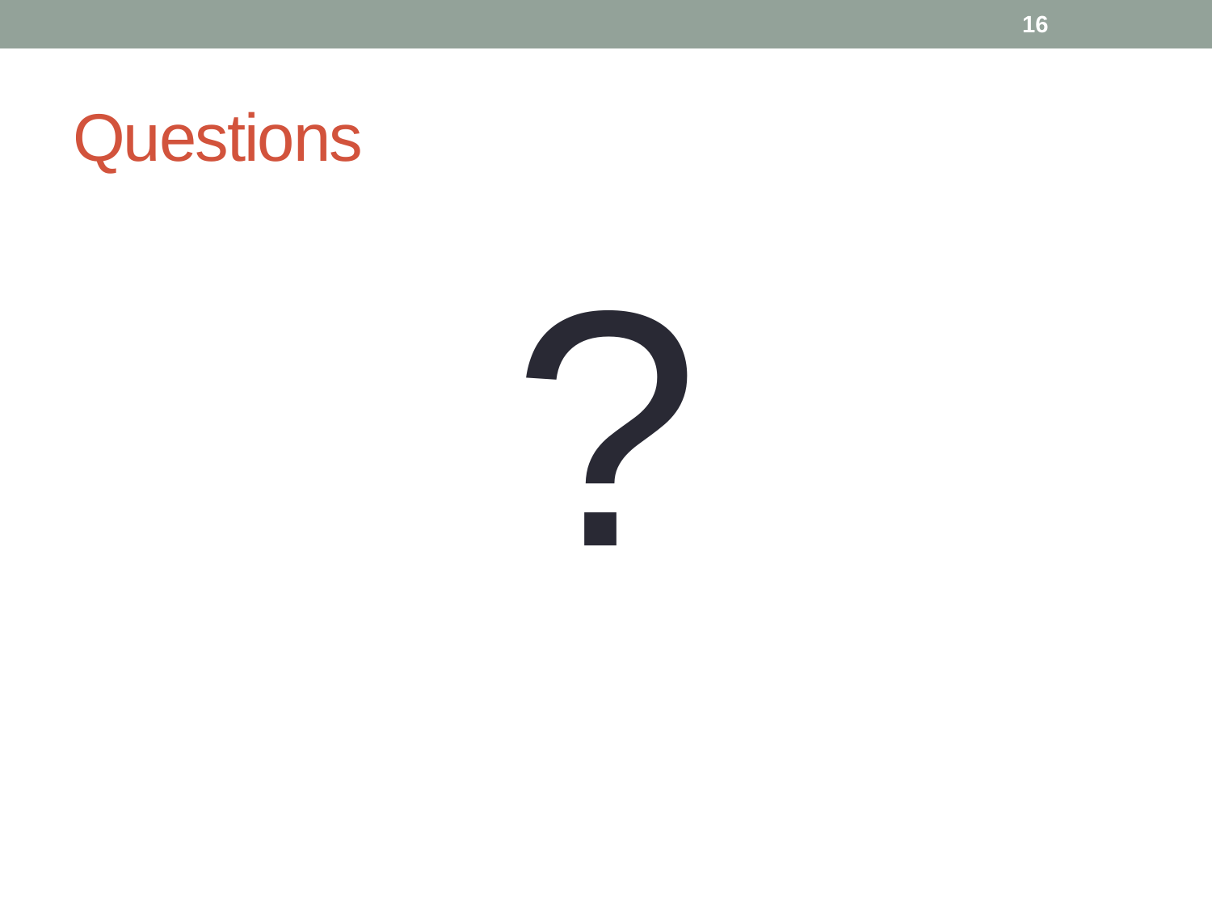# Questions

?